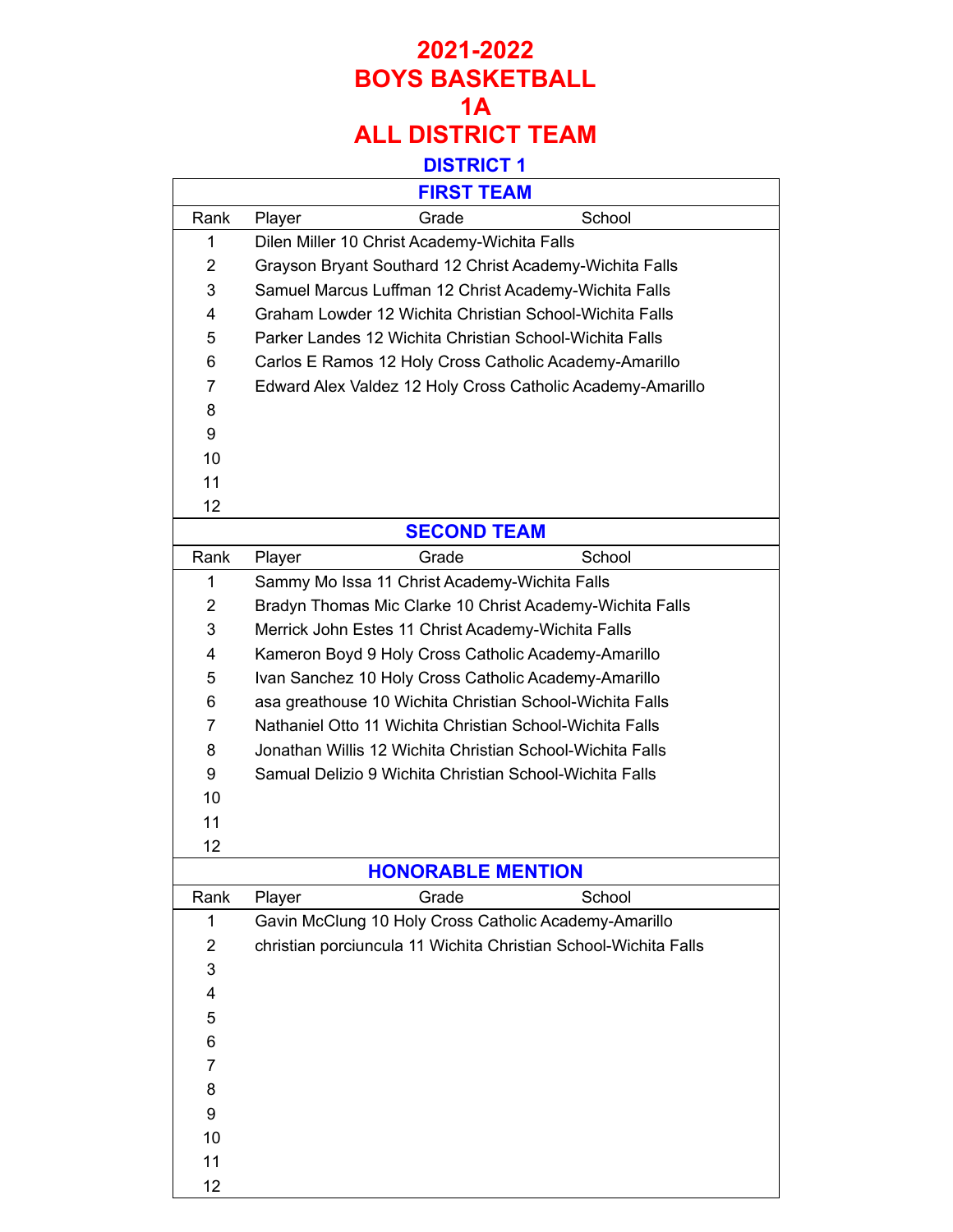# 2021-2022
# BOYS BASKETBALL
# 1A
# ALL DISTRICT TEAM

## DISTRICT 1

### FIRST TEAM

| Rank | Player | Grade | School |
|---|---|---|---|
| 1 | Dilen Miller | 10 | Christ Academy-Wichita Falls |
| 2 | Grayson Bryant Southard | 12 | Christ Academy-Wichita Falls |
| 3 | Samuel Marcus Luffman | 12 | Christ Academy-Wichita Falls |
| 4 | Graham Lowder | 12 | Wichita Christian School-Wichita Falls |
| 5 | Parker Landes | 12 | Wichita Christian School-Wichita Falls |
| 6 | Carlos E Ramos | 12 | Holy Cross Catholic Academy-Amarillo |
| 7 | Edward Alex Valdez | 12 | Holy Cross Catholic Academy-Amarillo |
| 8 | | | |
| 9 | | | |
| 10 | | | |
| 11 | | | |
| 12 | | | |

### SECOND TEAM

| Rank | Player | Grade | School |
|---|---|---|---|
| 1 | Sammy Mo Issa | 11 | Christ Academy-Wichita Falls |
| 2 | Bradyn Thomas Mic Clarke | 10 | Christ Academy-Wichita Falls |
| 3 | Merrick John Estes | 11 | Christ Academy-Wichita Falls |
| 4 | Kameron Boyd | 9 | Holy Cross Catholic Academy-Amarillo |
| 5 | Ivan Sanchez | 10 | Holy Cross Catholic Academy-Amarillo |
| 6 | asa greathouse | 10 | Wichita Christian School-Wichita Falls |
| 7 | Nathaniel Otto | 11 | Wichita Christian School-Wichita Falls |
| 8 | Jonathan Willis | 12 | Wichita Christian School-Wichita Falls |
| 9 | Samual Delizio | 9 | Wichita Christian School-Wichita Falls |
| 10 | | | |
| 11 | | | |
| 12 | | | |

### HONORABLE MENTION

| Rank | Player | Grade | School |
|---|---|---|---|
| 1 | Gavin McClung | 10 | Holy Cross Catholic Academy-Amarillo |
| 2 | christian porciuncula | 11 | Wichita Christian School-Wichita Falls |
| 3 | | | |
| 4 | | | |
| 5 | | | |
| 6 | | | |
| 7 | | | |
| 8 | | | |
| 9 | | | |
| 10 | | | |
| 11 | | | |
| 12 | | | |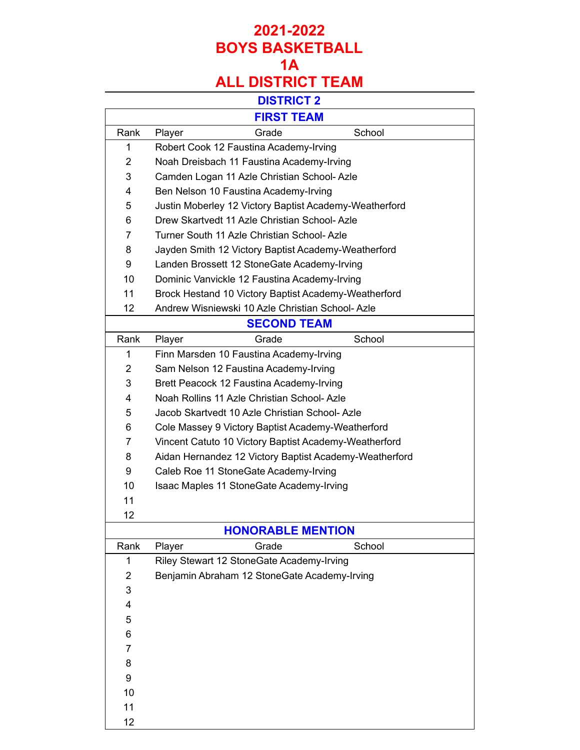# 2021-2022
# BOYS BASKETBALL
# 1A
# ALL DISTRICT TEAM

## DISTRICT 2

### FIRST TEAM

| Rank | Player | Grade | School |
|---|---|---|---|
| 1 | Robert Cook | 12 | Faustina Academy-Irving |
| 2 | Noah Dreisbach | 11 | Faustina Academy-Irving |
| 3 | Camden Logan | 11 | Azle Christian School- Azle |
| 4 | Ben Nelson | 10 | Faustina Academy-Irving |
| 5 | Justin Moberley | 12 | Victory Baptist Academy-Weatherford |
| 6 | Drew Skartvedt | 11 | Azle Christian School- Azle |
| 7 | Turner South | 11 | Azle Christian School- Azle |
| 8 | Jayden Smith | 12 | Victory Baptist Academy-Weatherford |
| 9 | Landen Brossett | 12 | StoneGate Academy-Irving |
| 10 | Dominic Vanvickle | 12 | Faustina Academy-Irving |
| 11 | Brock Hestand | 10 | Victory Baptist Academy-Weatherford |
| 12 | Andrew Wisniewski | 10 | Azle Christian School- Azle |

### SECOND TEAM

| Rank | Player | Grade | School |
|---|---|---|---|
| 1 | Finn Marsden | 10 | Faustina Academy-Irving |
| 2 | Sam Nelson | 12 | Faustina Academy-Irving |
| 3 | Brett Peacock | 12 | Faustina Academy-Irving |
| 4 | Noah Rollins | 11 | Azle Christian School- Azle |
| 5 | Jacob Skartvedt | 10 | Azle Christian School- Azle |
| 6 | Cole Massey | 9 | Victory Baptist Academy-Weatherford |
| 7 | Vincent Catuto | 10 | Victory Baptist Academy-Weatherford |
| 8 | Aidan Hernandez | 12 | Victory Baptist Academy-Weatherford |
| 9 | Caleb Roe | 11 | StoneGate Academy-Irving |
| 10 | Isaac Maples | 11 | StoneGate Academy-Irving |
| 11 | | | |
| 12 | | | |

### HONORABLE MENTION

| Rank | Player | Grade | School |
|---|---|---|---|
| 1 | Riley Stewart | 12 | StoneGate Academy-Irving |
| 2 | Benjamin Abraham | 12 | StoneGate Academy-Irving |
| 3 | | | |
| 4 | | | |
| 5 | | | |
| 6 | | | |
| 7 | | | |
| 8 | | | |
| 9 | | | |
| 10 | | | |
| 11 | | | |
| 12 | | | |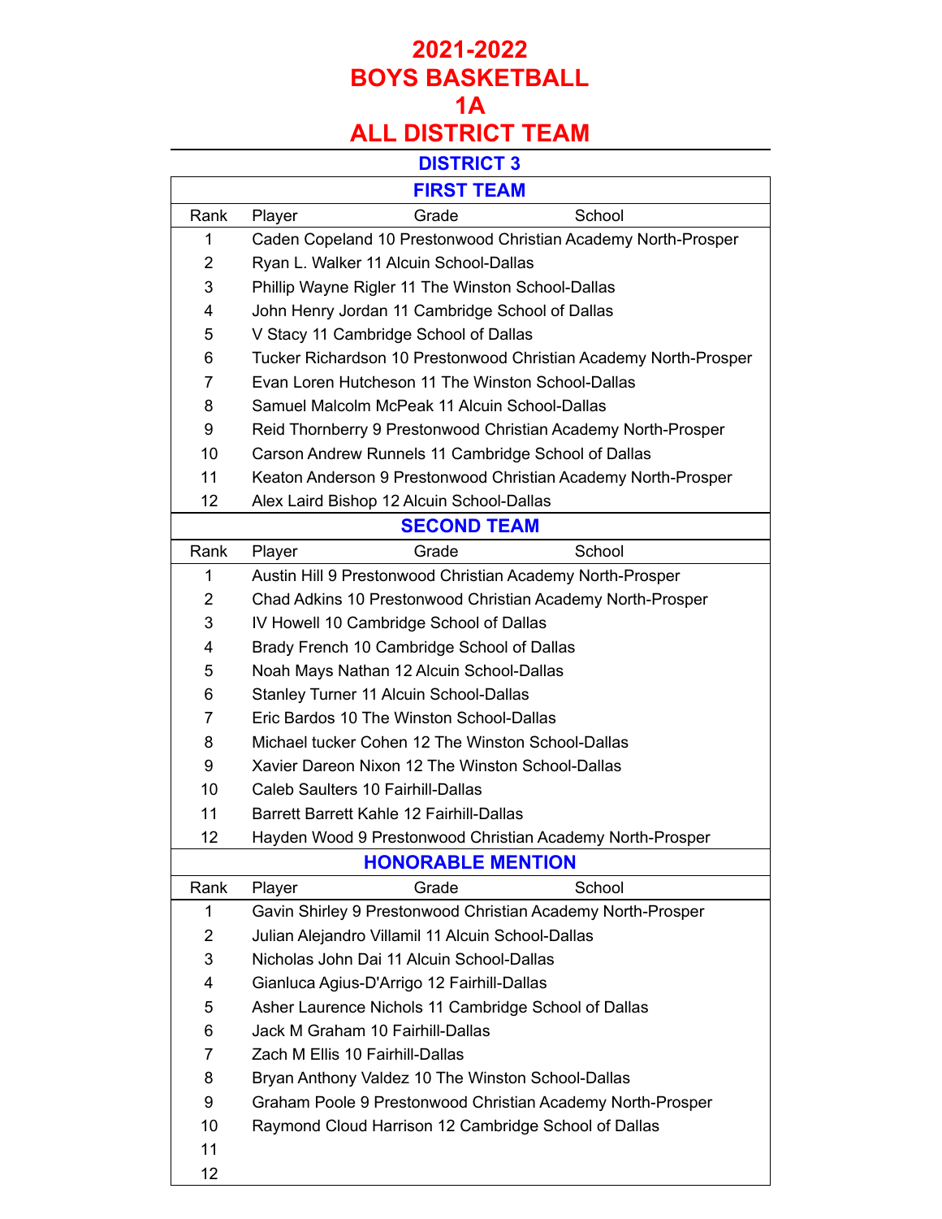# 2021-2022
# BOYS BASKETBALL
# 1A
# ALL DISTRICT TEAM

## DISTRICT 3

### FIRST TEAM

| Rank | Player Grade School |
|---|---|
| 1 | Caden Copeland 10 Prestonwood Christian Academy North-Prosper |
| 2 | Ryan L. Walker 11 Alcuin School-Dallas |
| 3 | Phillip Wayne Rigler 11 The Winston School-Dallas |
| 4 | John Henry Jordan 11 Cambridge School of Dallas |
| 5 | V Stacy 11 Cambridge School of Dallas |
| 6 | Tucker Richardson 10 Prestonwood Christian Academy North-Prosper |
| 7 | Evan Loren Hutcheson 11 The Winston School-Dallas |
| 8 | Samuel Malcolm McPeak 11 Alcuin School-Dallas |
| 9 | Reid Thornberry 9 Prestonwood Christian Academy North-Prosper |
| 10 | Carson Andrew Runnels 11 Cambridge School of Dallas |
| 11 | Keaton Anderson 9 Prestonwood Christian Academy North-Prosper |
| 12 | Alex Laird Bishop 12 Alcuin School-Dallas |

### SECOND TEAM

| Rank | Player Grade School |
|---|---|
| 1 | Austin Hill 9 Prestonwood Christian Academy North-Prosper |
| 2 | Chad Adkins 10 Prestonwood Christian Academy North-Prosper |
| 3 | IV Howell 10 Cambridge School of Dallas |
| 4 | Brady French 10 Cambridge School of Dallas |
| 5 | Noah Mays Nathan 12 Alcuin School-Dallas |
| 6 | Stanley Turner 11 Alcuin School-Dallas |
| 7 | Eric Bardos 10 The Winston School-Dallas |
| 8 | Michael tucker Cohen 12 The Winston School-Dallas |
| 9 | Xavier Dareon Nixon 12 The Winston School-Dallas |
| 10 | Caleb Saulters 10 Fairhill-Dallas |
| 11 | Barrett Barrett Kahle 12 Fairhill-Dallas |
| 12 | Hayden Wood 9 Prestonwood Christian Academy North-Prosper |

### HONORABLE MENTION

| Rank | Player Grade School |
|---|---|
| 1 | Gavin Shirley 9 Prestonwood Christian Academy North-Prosper |
| 2 | Julian Alejandro Villamil 11 Alcuin School-Dallas |
| 3 | Nicholas John Dai 11 Alcuin School-Dallas |
| 4 | Gianluca Agius-D'Arrigo 12 Fairhill-Dallas |
| 5 | Asher Laurence Nichols 11 Cambridge School of Dallas |
| 6 | Jack M Graham 10 Fairhill-Dallas |
| 7 | Zach M Ellis 10 Fairhill-Dallas |
| 8 | Bryan Anthony Valdez 10 The Winston School-Dallas |
| 9 | Graham Poole 9 Prestonwood Christian Academy North-Prosper |
| 10 | Raymond Cloud Harrison 12 Cambridge School of Dallas |
| 11 | |
| 12 | |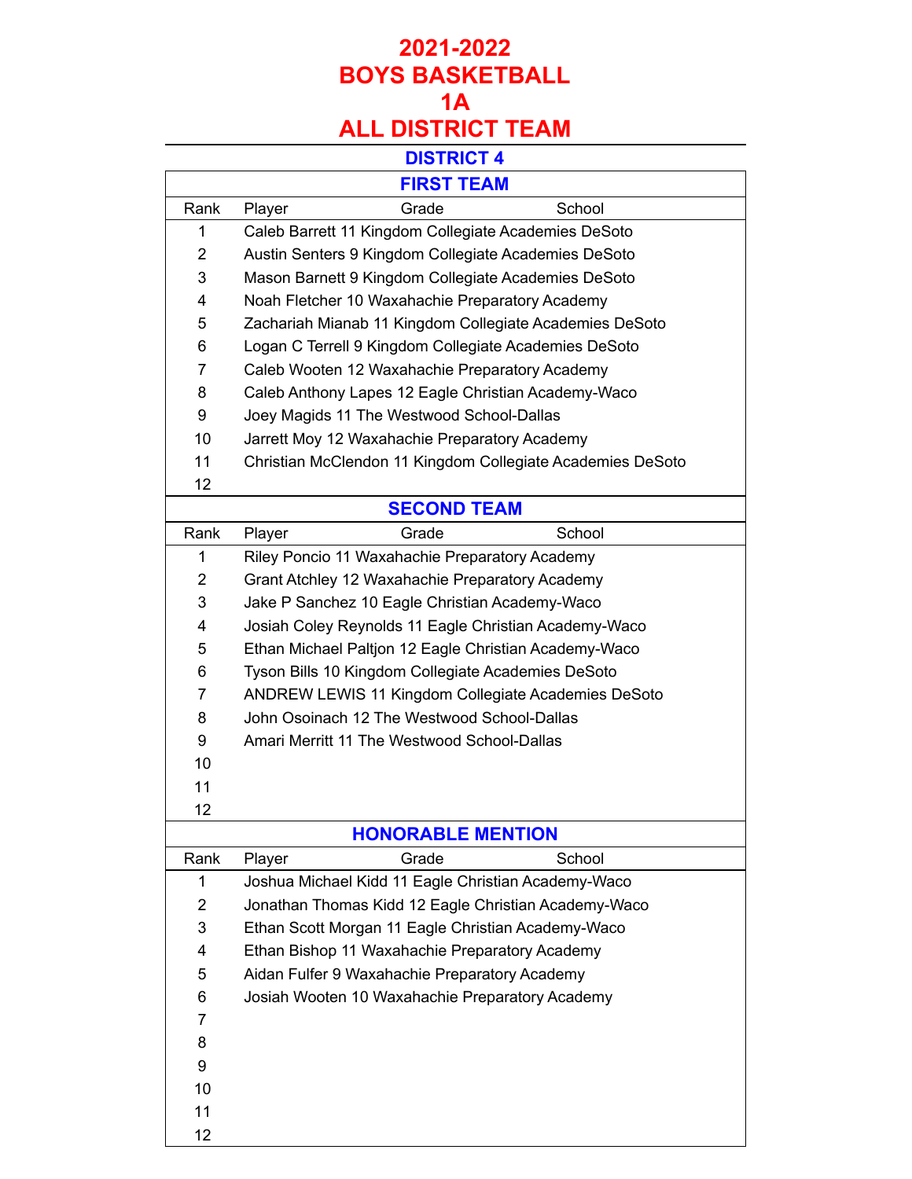# 2021-2022
# BOYS BASKETBALL
# 1A
# ALL DISTRICT TEAM

## DISTRICT 4

### FIRST TEAM

| Rank | Player | Grade | School |
|---|---|---|---|
| 1 | Caleb Barrett | 11 | Kingdom Collegiate Academies DeSoto |
| 2 | Austin Senters | 9 | Kingdom Collegiate Academies DeSoto |
| 3 | Mason Barnett | 9 | Kingdom Collegiate Academies DeSoto |
| 4 | Noah Fletcher | 10 | Waxahachie Preparatory Academy |
| 5 | Zachariah Mianab | 11 | Kingdom Collegiate Academies DeSoto |
| 6 | Logan C Terrell | 9 | Kingdom Collegiate Academies DeSoto |
| 7 | Caleb Wooten | 12 | Waxahachie Preparatory Academy |
| 8 | Caleb Anthony Lapes | 12 | Eagle Christian Academy-Waco |
| 9 | Joey Magids | 11 | The Westwood School-Dallas |
| 10 | Jarrett Moy | 12 | Waxahachie Preparatory Academy |
| 11 | Christian McClendon | 11 | Kingdom Collegiate Academies DeSoto |
| 12 | | | |

### SECOND TEAM

| Rank | Player | Grade | School |
|---|---|---|---|
| 1 | Riley Poncio | 11 | Waxahachie Preparatory Academy |
| 2 | Grant Atchley | 12 | Waxahachie Preparatory Academy |
| 3 | Jake P Sanchez | 10 | Eagle Christian Academy-Waco |
| 4 | Josiah Coley Reynolds | 11 | Eagle Christian Academy-Waco |
| 5 | Ethan Michael Paltjon | 12 | Eagle Christian Academy-Waco |
| 6 | Tyson Bills | 10 | Kingdom Collegiate Academies DeSoto |
| 7 | ANDREW LEWIS | 11 | Kingdom Collegiate Academies DeSoto |
| 8 | John Osoinach | 12 | The Westwood School-Dallas |
| 9 | Amari Merritt | 11 | The Westwood School-Dallas |
| 10 | | | |
| 11 | | | |
| 12 | | | |

### HONORABLE MENTION

| Rank | Player | Grade | School |
|---|---|---|---|
| 1 | Joshua Michael Kidd | 11 | Eagle Christian Academy-Waco |
| 2 | Jonathan Thomas Kidd | 12 | Eagle Christian Academy-Waco |
| 3 | Ethan Scott Morgan | 11 | Eagle Christian Academy-Waco |
| 4 | Ethan Bishop | 11 | Waxahachie Preparatory Academy |
| 5 | Aidan Fulfer | 9 | Waxahachie Preparatory Academy |
| 6 | Josiah Wooten | 10 | Waxahachie Preparatory Academy |
| 7 | | | |
| 8 | | | |
| 9 | | | |
| 10 | | | |
| 11 | | | |
| 12 | | | |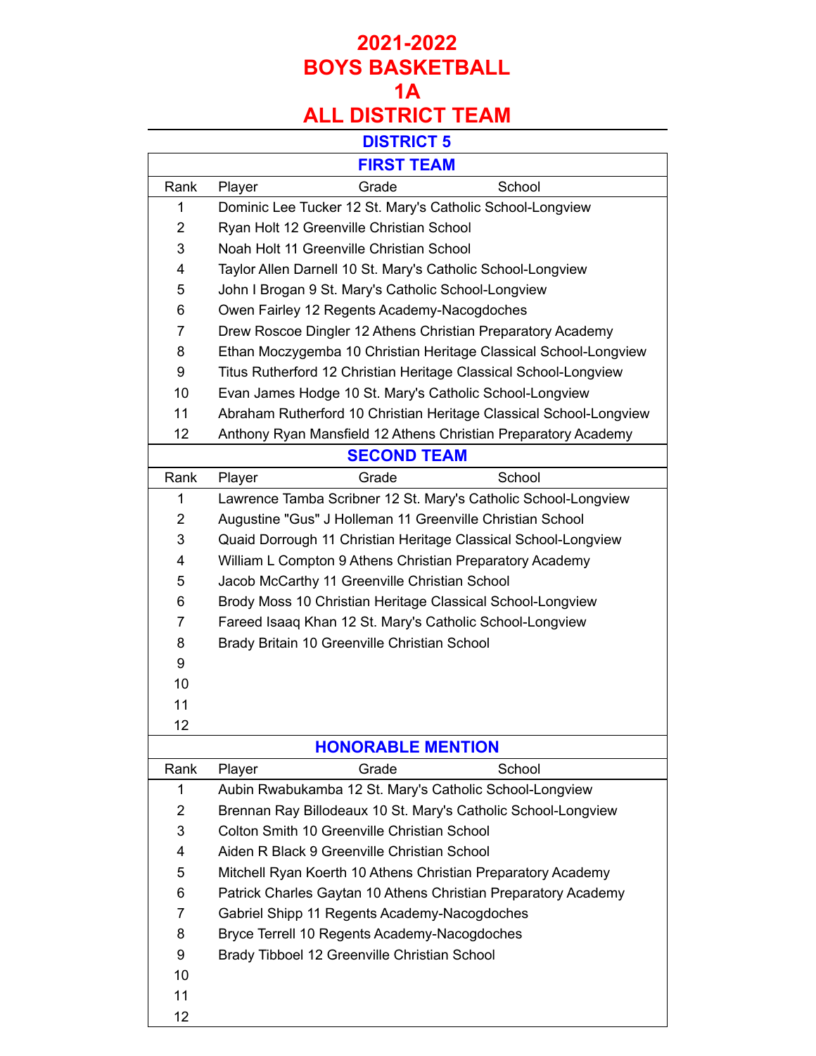# 2021-2022
# BOYS BASKETBALL
# 1A
# ALL DISTRICT TEAM

## DISTRICT 5

### FIRST TEAM

| Rank | Player | Grade | School |
|---|---|---|---|
| 1 | Dominic Lee Tucker | 12 | St. Mary's Catholic School-Longview |
| 2 | Ryan Holt | 12 | Greenville Christian School |
| 3 | Noah Holt | 11 | Greenville Christian School |
| 4 | Taylor Allen Darnell | 10 | St. Mary's Catholic School-Longview |
| 5 | John I Brogan | 9 | St. Mary's Catholic School-Longview |
| 6 | Owen Fairley | 12 | Regents Academy-Nacogdoches |
| 7 | Drew Roscoe Dingler | 12 | Athens Christian Preparatory Academy |
| 8 | Ethan Moczygemba | 10 | Christian Heritage Classical School-Longview |
| 9 | Titus Rutherford | 12 | Christian Heritage Classical School-Longview |
| 10 | Evan James Hodge | 10 | St. Mary's Catholic School-Longview |
| 11 | Abraham Rutherford | 10 | Christian Heritage Classical School-Longview |
| 12 | Anthony Ryan Mansfield | 12 | Athens Christian Preparatory Academy |

### SECOND TEAM

| Rank | Player | Grade | School |
|---|---|---|---|
| 1 | Lawrence Tamba Scribner | 12 | St. Mary's Catholic School-Longview |
| 2 | Augustine "Gus" J Holleman | 11 | Greenville Christian School |
| 3 | Quaid Dorrough | 11 | Christian Heritage Classical School-Longview |
| 4 | William L Compton | 9 | Athens Christian Preparatory Academy |
| 5 | Jacob McCarthy | 11 | Greenville Christian School |
| 6 | Brody Moss | 10 | Christian Heritage Classical School-Longview |
| 7 | Fareed Isaaq Khan | 12 | St. Mary's Catholic School-Longview |
| 8 | Brady Britain | 10 | Greenville Christian School |
| 9 | | | |
| 10 | | | |
| 11 | | | |
| 12 | | | |

### HONORABLE MENTION

| Rank | Player | Grade | School |
|---|---|---|---|
| 1 | Aubin Rwabukamba | 12 | St. Mary's Catholic School-Longview |
| 2 | Brennan Ray Billodeaux | 10 | St. Mary's Catholic School-Longview |
| 3 | Colton Smith | 10 | Greenville Christian School |
| 4 | Aiden R Black | 9 | Greenville Christian School |
| 5 | Mitchell Ryan Koerth | 10 | Athens Christian Preparatory Academy |
| 6 | Patrick Charles Gaytan | 10 | Athens Christian Preparatory Academy |
| 7 | Gabriel Shipp | 11 | Regents Academy-Nacogdoches |
| 8 | Bryce Terrell | 10 | Regents Academy-Nacogdoches |
| 9 | Brady Tibboel | 12 | Greenville Christian School |
| 10 | | | |
| 11 | | | |
| 12 | | | |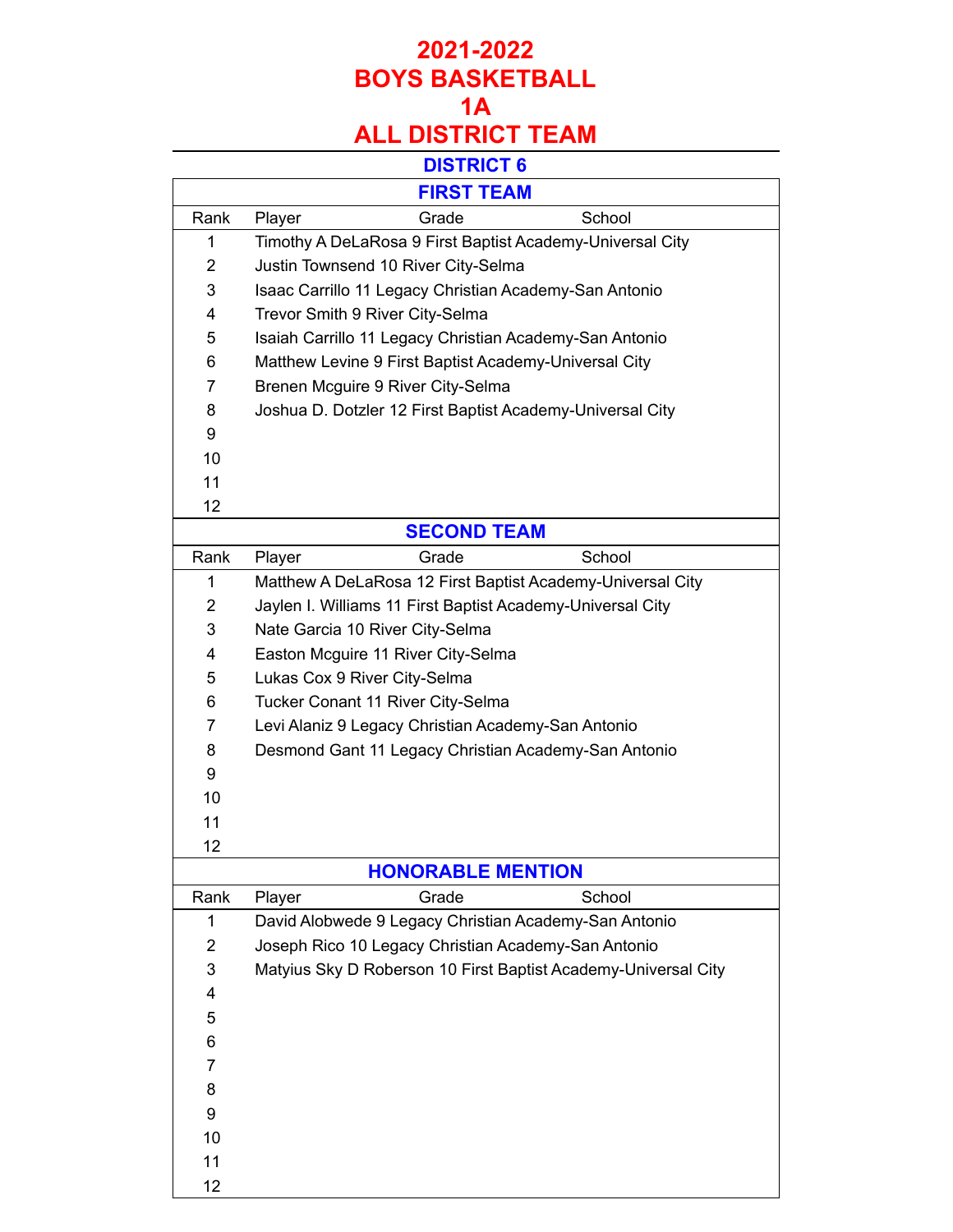# 2021-2022
# BOYS BASKETBALL
# 1A
# ALL DISTRICT TEAM

## DISTRICT 6

### FIRST TEAM

| Rank | Player | Grade | School |
|---|---|---|---|
| 1 | Timothy A DeLaRosa | 9 | First Baptist Academy-Universal City |
| 2 | Justin Townsend | 10 | River City-Selma |
| 3 | Isaac Carrillo | 11 | Legacy Christian Academy-San Antonio |
| 4 | Trevor Smith | 9 | River City-Selma |
| 5 | Isaiah Carrillo | 11 | Legacy Christian Academy-San Antonio |
| 6 | Matthew Levine | 9 | First Baptist Academy-Universal City |
| 7 | Brenen Mcguire | 9 | River City-Selma |
| 8 | Joshua D. Dotzler | 12 | First Baptist Academy-Universal City |
| 9 | | | |
| 10 | | | |
| 11 | | | |
| 12 | | | |

### SECOND TEAM

| Rank | Player | Grade | School |
|---|---|---|---|
| 1 | Matthew A DeLaRosa | 12 | First Baptist Academy-Universal City |
| 2 | Jaylen I. Williams | 11 | First Baptist Academy-Universal City |
| 3 | Nate Garcia | 10 | River City-Selma |
| 4 | Easton Mcguire | 11 | River City-Selma |
| 5 | Lukas Cox | 9 | River City-Selma |
| 6 | Tucker Conant | 11 | River City-Selma |
| 7 | Levi Alaniz | 9 | Legacy Christian Academy-San Antonio |
| 8 | Desmond Gant | 11 | Legacy Christian Academy-San Antonio |
| 9 | | | |
| 10 | | | |
| 11 | | | |
| 12 | | | |

### HONORABLE MENTION

| Rank | Player | Grade | School |
|---|---|---|---|
| 1 | David Alobwede | 9 | Legacy Christian Academy-San Antonio |
| 2 | Joseph Rico | 10 | Legacy Christian Academy-San Antonio |
| 3 | Matyius Sky D Roberson | 10 | First Baptist Academy-Universal City |
| 4 | | | |
| 5 | | | |
| 6 | | | |
| 7 | | | |
| 8 | | | |
| 9 | | | |
| 10 | | | |
| 11 | | | |
| 12 | | | |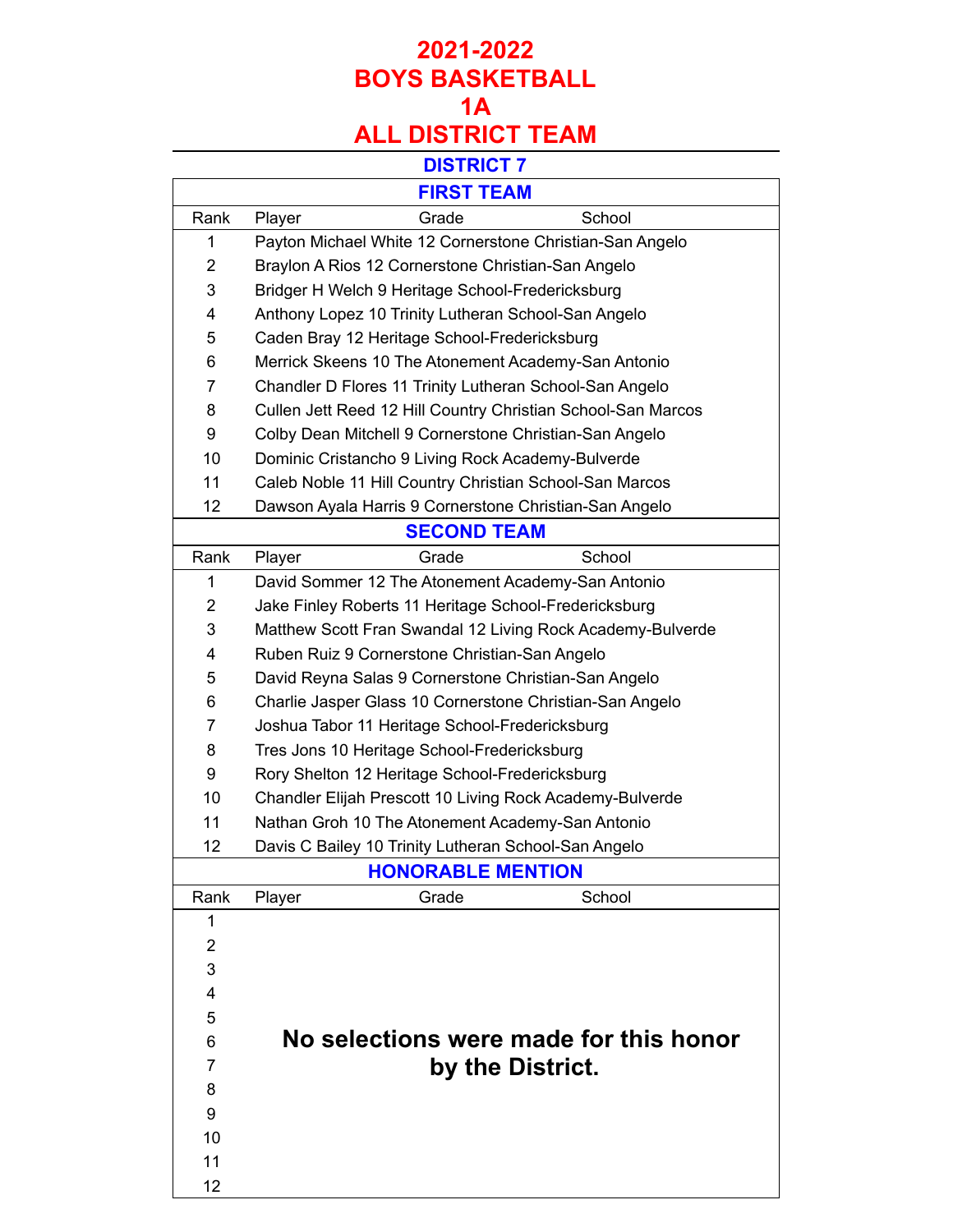# 2021-2022
# BOYS BASKETBALL
# 1A
# ALL DISTRICT TEAM

## DISTRICT 7

### FIRST TEAM

| Rank | Player | Grade | School |
|---|---|---|---|
| 1 | Payton Michael White | 12 | Cornerstone Christian-San Angelo |
| 2 | Braylon A Rios | 12 | Cornerstone Christian-San Angelo |
| 3 | Bridger H Welch | 9 | Heritage School-Fredericksburg |
| 4 | Anthony Lopez | 10 | Trinity Lutheran School-San Angelo |
| 5 | Caden Bray | 12 | Heritage School-Fredericksburg |
| 6 | Merrick Skeens | 10 | The Atonement Academy-San Antonio |
| 7 | Chandler D Flores | 11 | Trinity Lutheran School-San Angelo |
| 8 | Cullen Jett Reed | 12 | Hill Country Christian School-San Marcos |
| 9 | Colby Dean Mitchell | 9 | Cornerstone Christian-San Angelo |
| 10 | Dominic Cristancho | 9 | Living Rock Academy-Bulverde |
| 11 | Caleb Noble | 11 | Hill Country Christian School-San Marcos |
| 12 | Dawson Ayala Harris | 9 | Cornerstone Christian-San Angelo |

### SECOND TEAM

| Rank | Player | Grade | School |
|---|---|---|---|
| 1 | David Sommer | 12 | The Atonement Academy-San Antonio |
| 2 | Jake Finley Roberts | 11 | Heritage School-Fredericksburg |
| 3 | Matthew Scott Fran Swandal | 12 | Living Rock Academy-Bulverde |
| 4 | Ruben Ruiz | 9 | Cornerstone Christian-San Angelo |
| 5 | David Reyna Salas | 9 | Cornerstone Christian-San Angelo |
| 6 | Charlie Jasper Glass | 10 | Cornerstone Christian-San Angelo |
| 7 | Joshua Tabor | 11 | Heritage School-Fredericksburg |
| 8 | Tres Jons | 10 | Heritage School-Fredericksburg |
| 9 | Rory Shelton | 12 | Heritage School-Fredericksburg |
| 10 | Chandler Elijah Prescott | 10 | Living Rock Academy-Bulverde |
| 11 | Nathan Groh | 10 | The Atonement Academy-San Antonio |
| 12 | Davis C Bailey | 10 | Trinity Lutheran School-San Angelo |

### HONORABLE MENTION

| Rank | Player | Grade | School |
|---|---|---|---|
| 1 | | | |
| 2 | | | |
| 3 | | | |
| 4 | | | |
| 5 | | | |
| 6 | | | |
| 7 | | | |
| 8 | | | |
| 9 | | | |
| 10 | | | |
| 11 | | | |
| 12 | | | |

**No selections were made for this honor by the District.**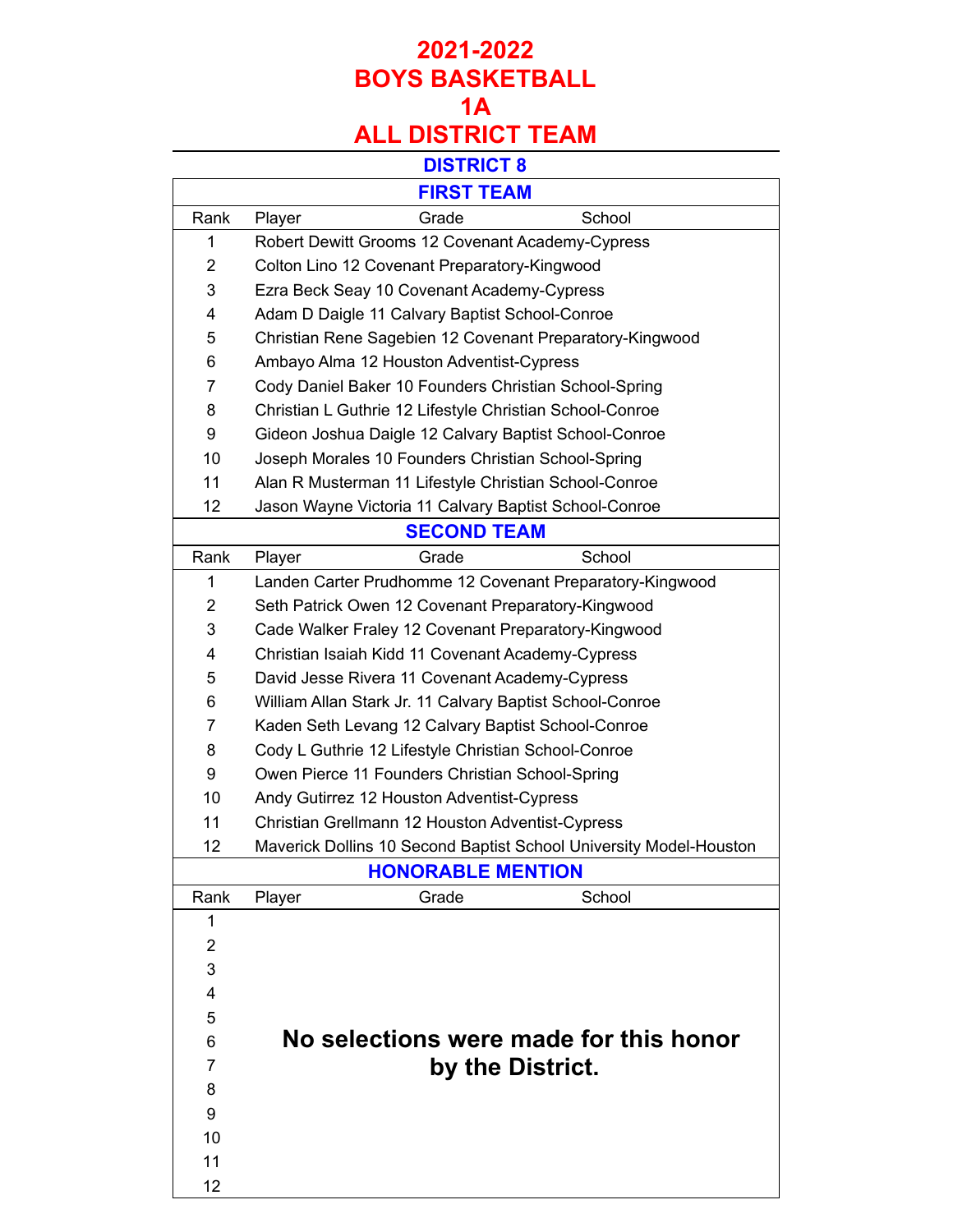# 2021-2022
# BOYS BASKETBALL
# 1A
# ALL DISTRICT TEAM

## DISTRICT 8

### FIRST TEAM

| Rank | Player | Grade | School |
|---|---|---|---|
| 1 | Robert Dewitt Grooms | 12 | Covenant Academy-Cypress |
| 2 | Colton Lino | 12 | Covenant Preparatory-Kingwood |
| 3 | Ezra Beck Seay | 10 | Covenant Academy-Cypress |
| 4 | Adam D Daigle | 11 | Calvary Baptist School-Conroe |
| 5 | Christian Rene Sagebien | 12 | Covenant Preparatory-Kingwood |
| 6 | Ambayo Alma | 12 | Houston Adventist-Cypress |
| 7 | Cody Daniel Baker | 10 | Founders Christian School-Spring |
| 8 | Christian L Guthrie | 12 | Lifestyle Christian School-Conroe |
| 9 | Gideon Joshua Daigle | 12 | Calvary Baptist School-Conroe |
| 10 | Joseph Morales | 10 | Founders Christian School-Spring |
| 11 | Alan R Musterman | 11 | Lifestyle Christian School-Conroe |
| 12 | Jason Wayne Victoria | 11 | Calvary Baptist School-Conroe |

### SECOND TEAM

| Rank | Player | Grade | School |
|---|---|---|---|
| 1 | Landen Carter Prudhomme | 12 | Covenant Preparatory-Kingwood |
| 2 | Seth Patrick Owen | 12 | Covenant Preparatory-Kingwood |
| 3 | Cade Walker Fraley | 12 | Covenant Preparatory-Kingwood |
| 4 | Christian Isaiah Kidd | 11 | Covenant Academy-Cypress |
| 5 | David Jesse Rivera | 11 | Covenant Academy-Cypress |
| 6 | William Allan Stark Jr. | 11 | Calvary Baptist School-Conroe |
| 7 | Kaden Seth Levang | 12 | Calvary Baptist School-Conroe |
| 8 | Cody L Guthrie | 12 | Lifestyle Christian School-Conroe |
| 9 | Owen Pierce | 11 | Founders Christian School-Spring |
| 10 | Andy Gutirrez | 12 | Houston Adventist-Cypress |
| 11 | Christian Grellmann | 12 | Houston Adventist-Cypress |
| 12 | Maverick Dollins | 10 | Second Baptist School University Model-Houston |

### HONORABLE MENTION

| Rank | Player | Grade | School |
|---|---|---|---|
| 1 | | | |
| 2 | | | |
| 3 | | | |
| 4 | | | |
| 5 | | | |
| 6 | | | |
| 7 | | | |
| 8 | | | |
| 9 | | | |
| 10 | | | |
| 11 | | | |
| 12 | | | |

**No selections were made for this honor by the District.**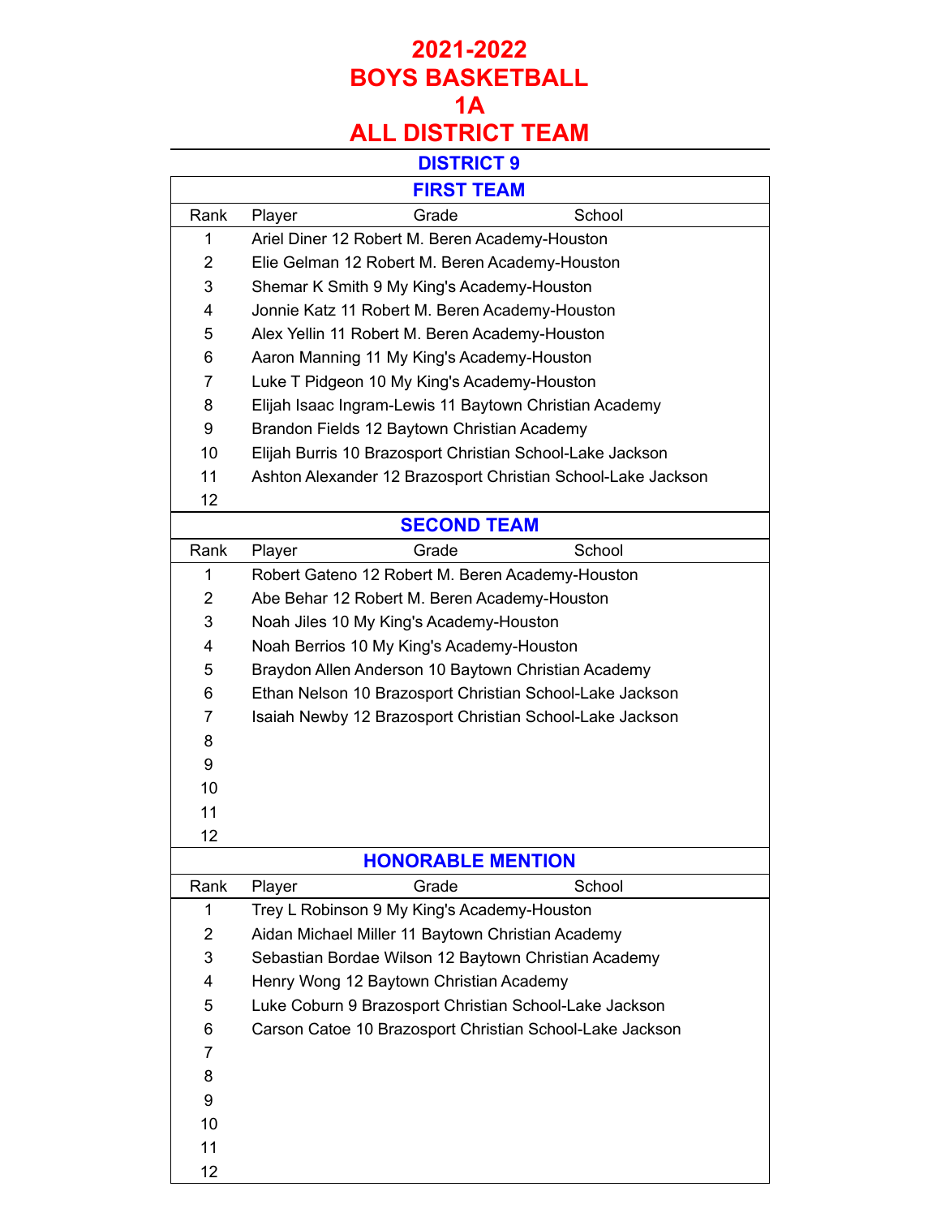# 2021-2022
# BOYS BASKETBALL
# 1A
# ALL DISTRICT TEAM

## DISTRICT 9

### FIRST TEAM

| Rank | Player | Grade | School |
|---|---|---|---|
| 1 | Ariel Diner | 12 | Robert M. Beren Academy-Houston |
| 2 | Elie Gelman | 12 | Robert M. Beren Academy-Houston |
| 3 | Shemar K Smith | 9 | My King's Academy-Houston |
| 4 | Jonnie Katz | 11 | Robert M. Beren Academy-Houston |
| 5 | Alex Yellin | 11 | Robert M. Beren Academy-Houston |
| 6 | Aaron Manning | 11 | My King's Academy-Houston |
| 7 | Luke T Pidgeon | 10 | My King's Academy-Houston |
| 8 | Elijah Isaac Ingram-Lewis | 11 | Baytown Christian Academy |
| 9 | Brandon Fields | 12 | Baytown Christian Academy |
| 10 | Elijah Burris | 10 | Brazosport Christian School-Lake Jackson |
| 11 | Ashton Alexander | 12 | Brazosport Christian School-Lake Jackson |
| 12 | | | |

### SECOND TEAM

| Rank | Player | Grade | School |
|---|---|---|---|
| 1 | Robert Gateno | 12 | Robert M. Beren Academy-Houston |
| 2 | Abe Behar | 12 | Robert M. Beren Academy-Houston |
| 3 | Noah Jiles | 10 | My King's Academy-Houston |
| 4 | Noah Berrios | 10 | My King's Academy-Houston |
| 5 | Braydon Allen Anderson | 10 | Baytown Christian Academy |
| 6 | Ethan Nelson | 10 | Brazosport Christian School-Lake Jackson |
| 7 | Isaiah Newby | 12 | Brazosport Christian School-Lake Jackson |
| 8 | | | |
| 9 | | | |
| 10 | | | |
| 11 | | | |
| 12 | | | |

### HONORABLE MENTION

| Rank | Player | Grade | School |
|---|---|---|---|
| 1 | Trey L Robinson | 9 | My King's Academy-Houston |
| 2 | Aidan Michael Miller | 11 | Baytown Christian Academy |
| 3 | Sebastian Bordae Wilson | 12 | Baytown Christian Academy |
| 4 | Henry Wong | 12 | Baytown Christian Academy |
| 5 | Luke Coburn | 9 | Brazosport Christian School-Lake Jackson |
| 6 | Carson Catoe | 10 | Brazosport Christian School-Lake Jackson |
| 7 | | | |
| 8 | | | |
| 9 | | | |
| 10 | | | |
| 11 | | | |
| 12 | | | |